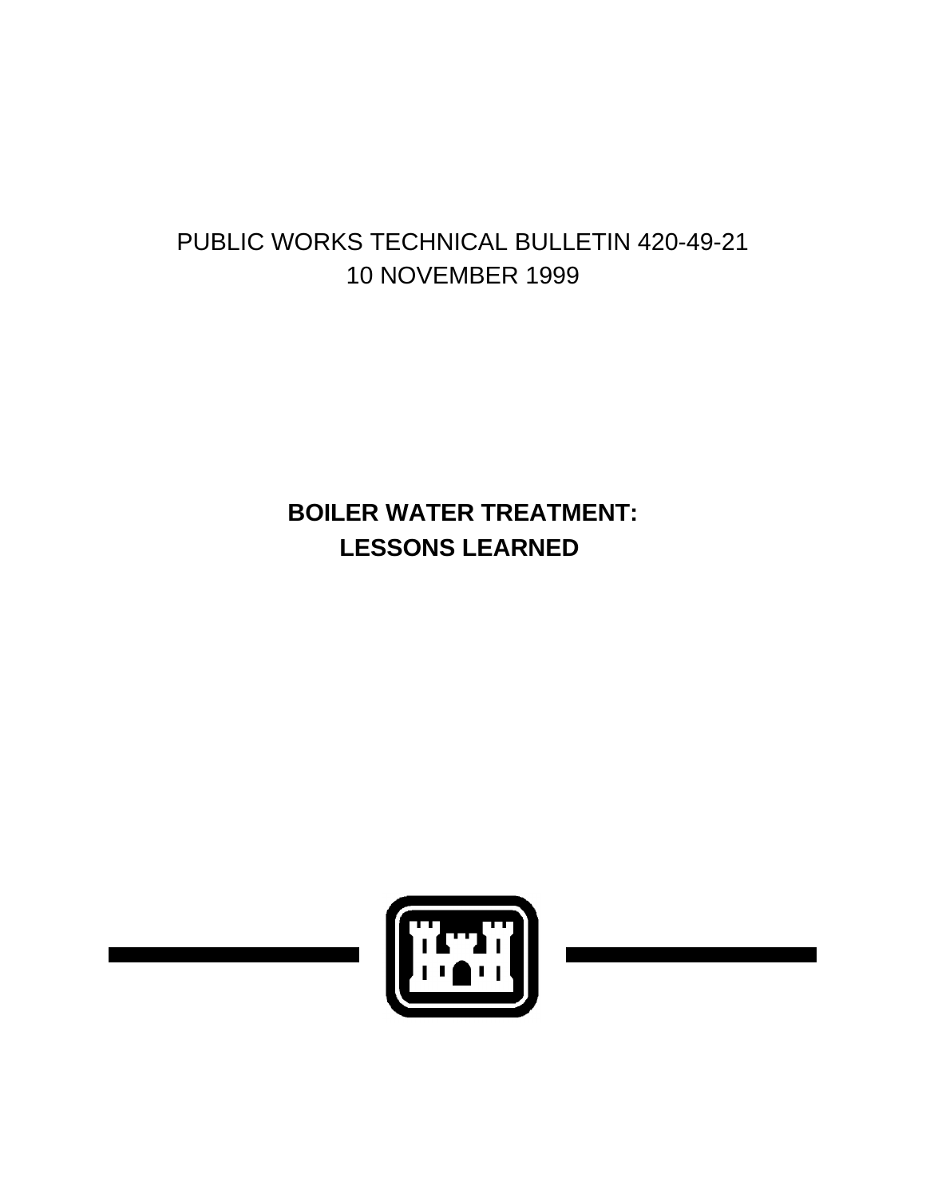PUBLIC WORKS TECHNICAL BULLETIN 420-49-21
10 NOVEMBER 1999

# BOILER WATER TREATMENT: LESSONS LEARNED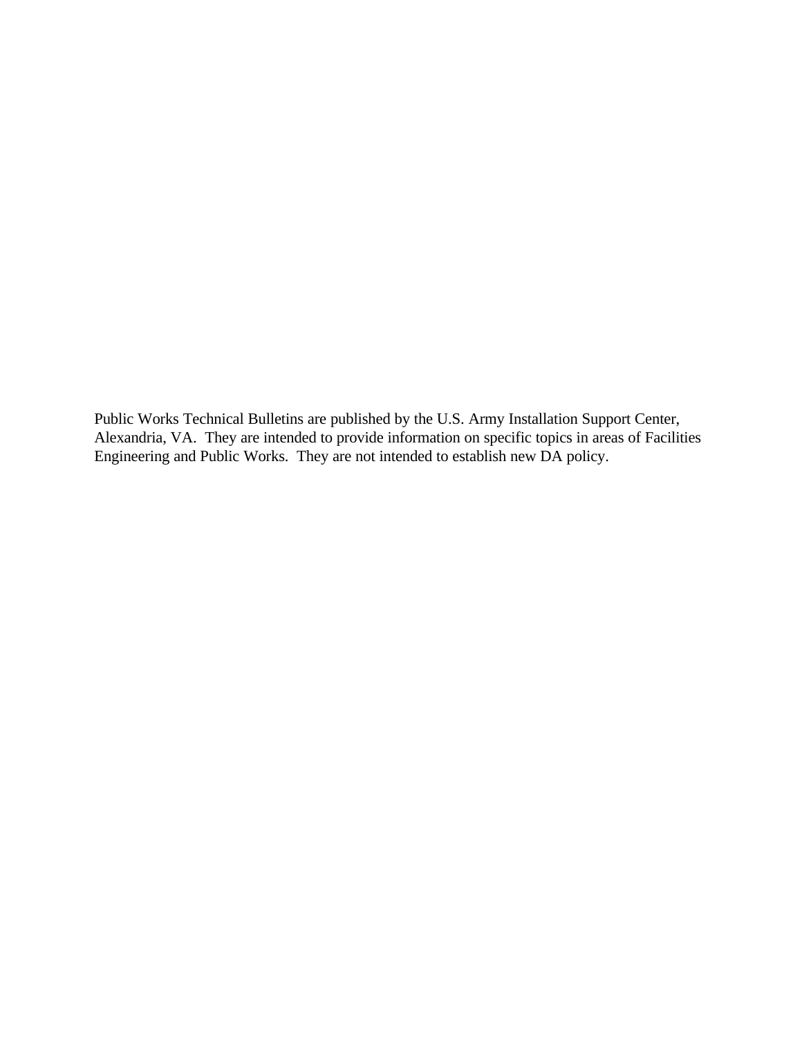Public Works Technical Bulletins are published by the U.S. Army Installation Support Center, Alexandria, VA. They are intended to provide information on specific topics in areas of Facilities Engineering and Public Works. They are not intended to establish new DA policy.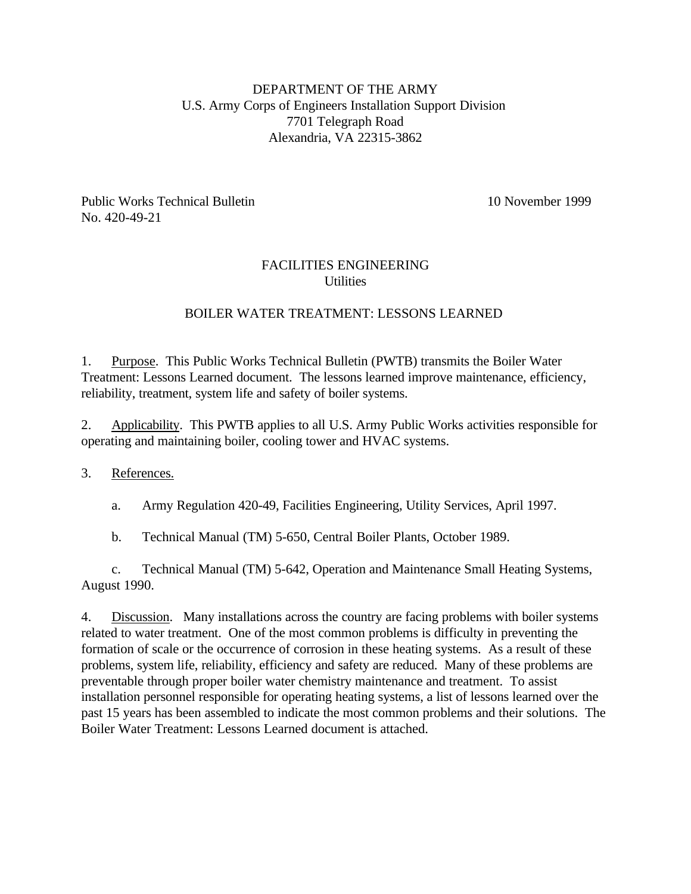DEPARTMENT OF THE ARMY
U.S. Army Corps of Engineers Installation Support Division
7701 Telegraph Road
Alexandria, VA 22315-3862

Public Works Technical Bulletin No. 420-49-21 — 10 November 1999

FACILITIES ENGINEERING
Utilities

# BOILER WATER TREATMENT: LESSONS LEARNED

1. Purpose. This Public Works Technical Bulletin (PWTB) transmits the Boiler Water Treatment: Lessons Learned document. The lessons learned improve maintenance, efficiency, reliability, treatment, system life and safety of boiler systems.

2. Applicability. This PWTB applies to all U.S. Army Public Works activities responsible for operating and maintaining boiler, cooling tower and HVAC systems.

3. References.

   a. Army Regulation 420-49, Facilities Engineering, Utility Services, April 1997.

   b. Technical Manual (TM) 5-650, Central Boiler Plants, October 1989.

   c. Technical Manual (TM) 5-642, Operation and Maintenance Small Heating Systems, August 1990.

4. Discussion. Many installations across the country are facing problems with boiler systems related to water treatment. One of the most common problems is difficulty in preventing the formation of scale or the occurrence of corrosion in these heating systems. As a result of these problems, system life, reliability, efficiency and safety are reduced. Many of these problems are preventable through proper boiler water chemistry maintenance and treatment. To assist installation personnel responsible for operating heating systems, a list of lessons learned over the past 15 years has been assembled to indicate the most common problems and their solutions. The Boiler Water Treatment: Lessons Learned document is attached.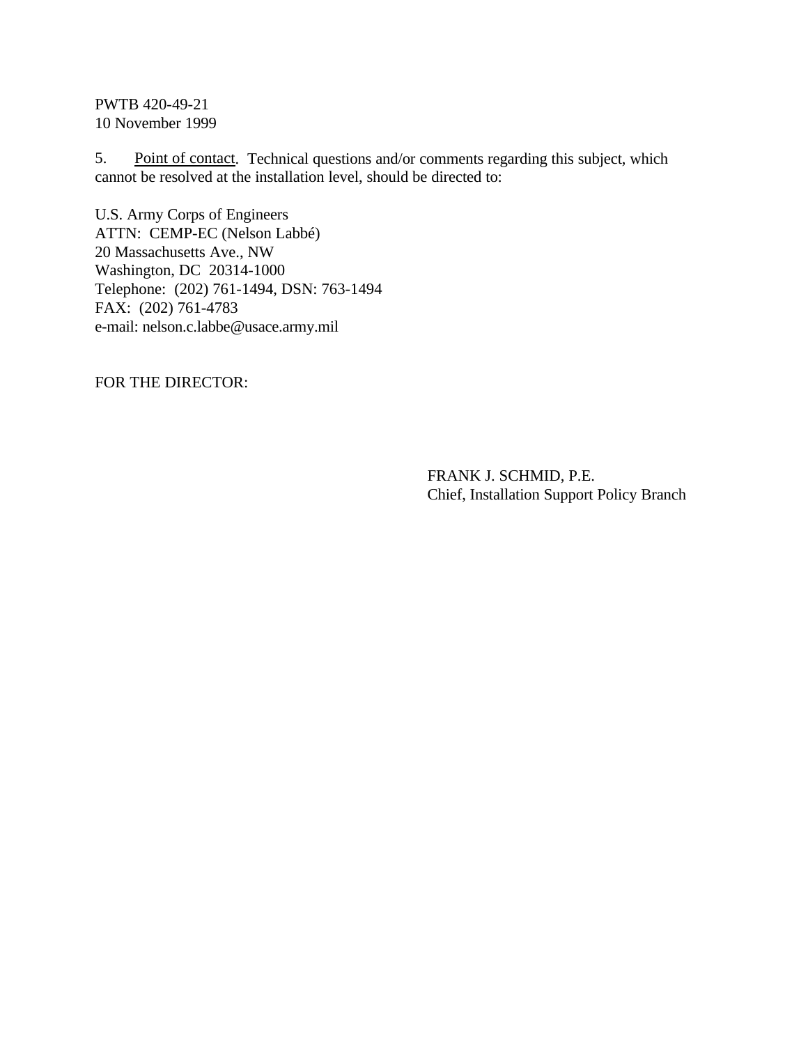5. Point of contact. Technical questions and/or comments regarding this subject, which cannot be resolved at the installation level, should be directed to:

U.S. Army Corps of Engineers
ATTN: CEMP-EC (Nelson Labbé)
20 Massachusetts Ave., NW
Washington, DC 20314-1000
Telephone: (202) 761-1494, DSN: 763-1494
FAX: (202) 761-4783
e-mail: nelson.c.labbe@usace.army.mil

FOR THE DIRECTOR:

FRANK J. SCHMID, P.E.
Chief, Installation Support Policy Branch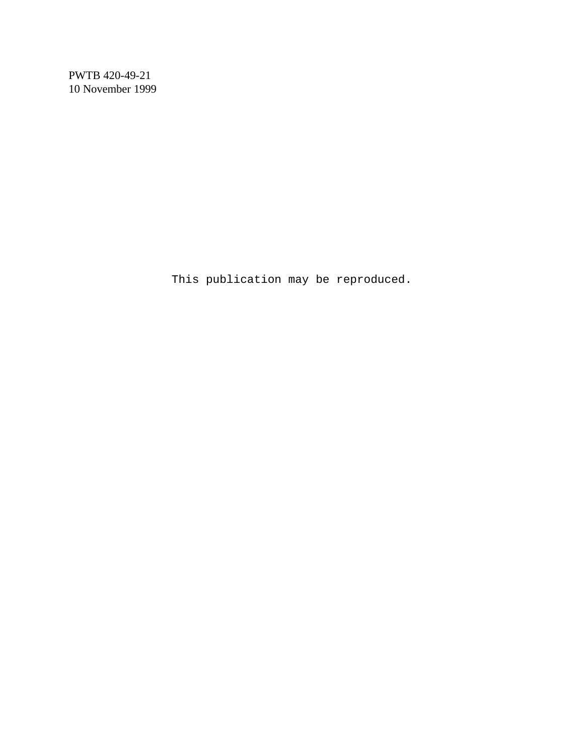This publication may be reproduced.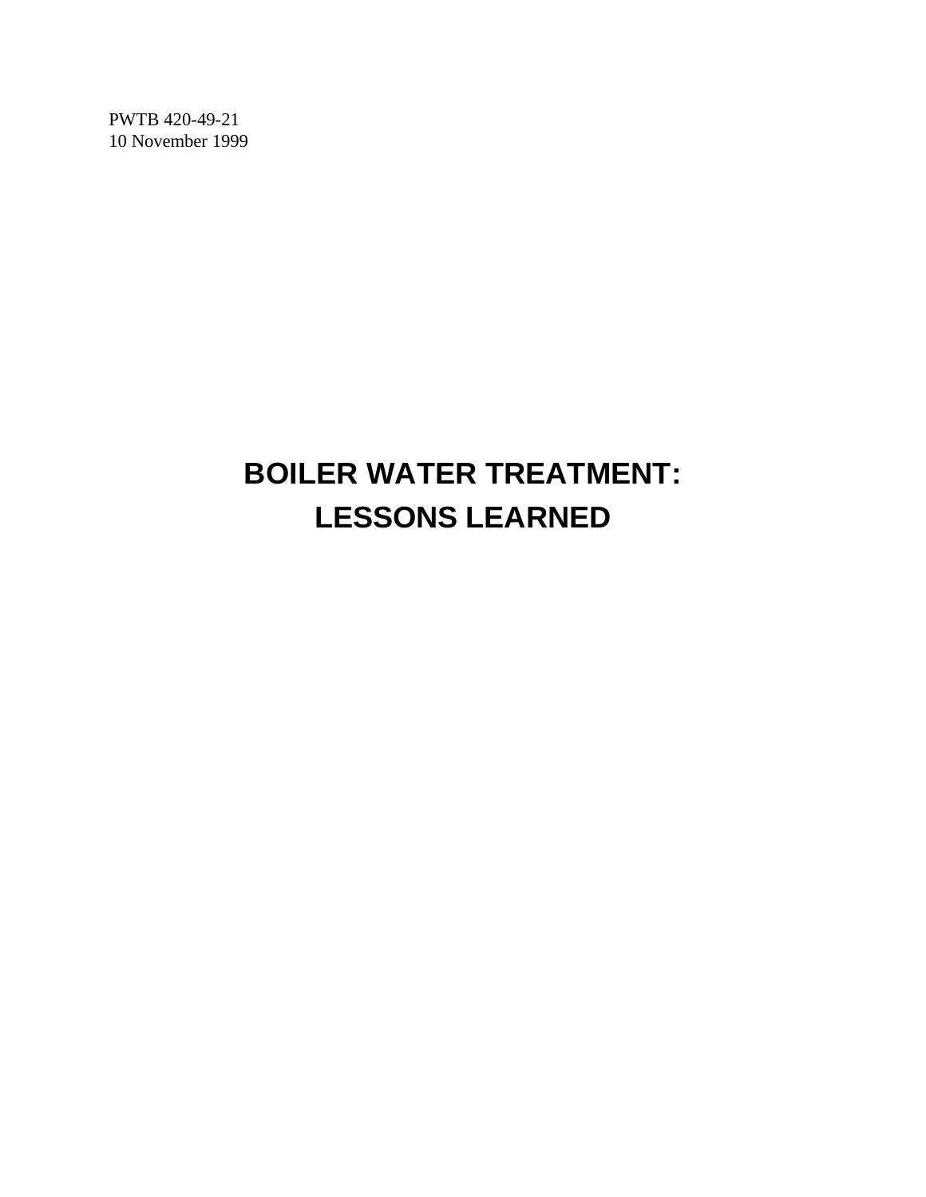PWTB 420-49-21
10 November 1999

# BOILER WATER TREATMENT:
# LESSONS LEARNED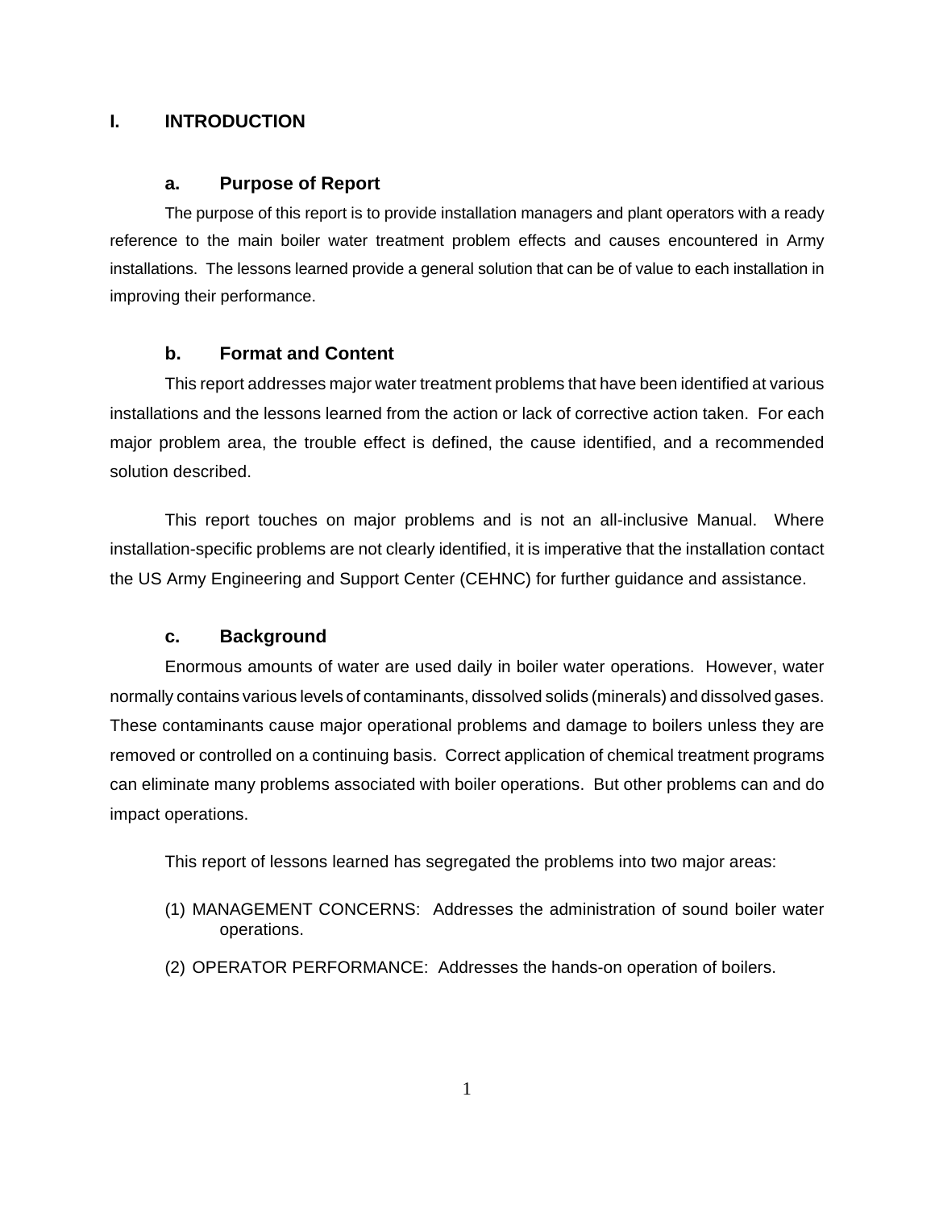# I. INTRODUCTION

## a. Purpose of Report

The purpose of this report is to provide installation managers and plant operators with a ready reference to the main boiler water treatment problem effects and causes encountered in Army installations. The lessons learned provide a general solution that can be of value to each installation in improving their performance.

## b. Format and Content

This report addresses major water treatment problems that have been identified at various installations and the lessons learned from the action or lack of corrective action taken. For each major problem area, the trouble effect is defined, the cause identified, and a recommended solution described.

This report touches on major problems and is not an all-inclusive Manual. Where installation-specific problems are not clearly identified, it is imperative that the installation contact the US Army Engineering and Support Center (CEHNC) for further guidance and assistance.

## c. Background

Enormous amounts of water are used daily in boiler water operations. However, water normally contains various levels of contaminants, dissolved solids (minerals) and dissolved gases. These contaminants cause major operational problems and damage to boilers unless they are removed or controlled on a continuing basis. Correct application of chemical treatment programs can eliminate many problems associated with boiler operations. But other problems can and do impact operations.

This report of lessons learned has segregated the problems into two major areas:

(1) MANAGEMENT CONCERNS: Addresses the administration of sound boiler water operations.

(2) OPERATOR PERFORMANCE: Addresses the hands-on operation of boilers.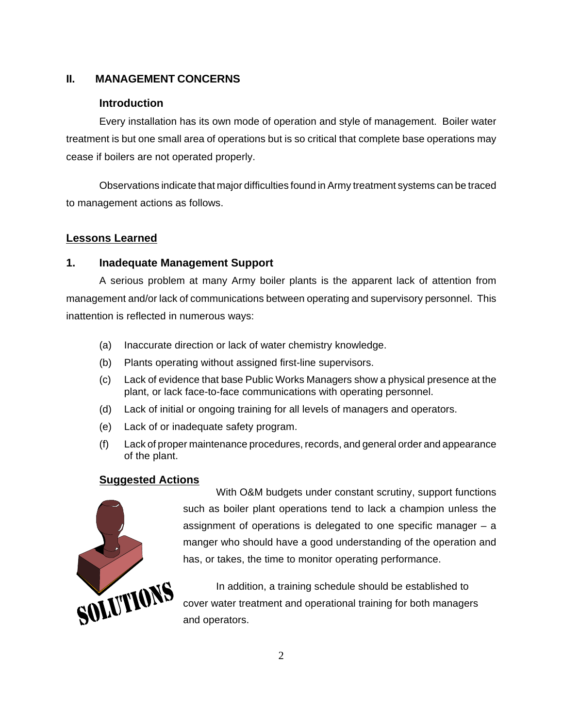## II. MANAGEMENT CONCERNS

### Introduction

Every installation has its own mode of operation and style of management. Boiler water treatment is but one small area of operations but is so critical that complete base operations may cease if boilers are not operated properly.

Observations indicate that major difficulties found in Army treatment systems can be traced to management actions as follows.

### <u>Lessons Learned</u>

### 1. Inadequate Management Support

A serious problem at many Army boiler plants is the apparent lack of attention from management and/or lack of communications between operating and supervisory personnel. This inattention is reflected in numerous ways:

(a) Inaccurate direction or lack of water chemistry knowledge.

(b) Plants operating without assigned first-line supervisors.

(c) Lack of evidence that base Public Works Managers show a physical presence at the plant, or lack face-to-face communications with operating personnel.

(d) Lack of initial or ongoing training for all levels of managers and operators.

(e) Lack of or inadequate safety program.

(f) Lack of proper maintenance procedures, records, and general order and appearance of the plant.

### <u>Suggested Actions</u>

With O&M budgets under constant scrutiny, support functions such as boiler plant operations tend to lack a champion unless the assignment of operations is delegated to one specific manager – a manger who should have a good understanding of the operation and has, or takes, the time to monitor operating performance.

In addition, a training schedule should be established to cover water treatment and operational training for both managers and operators.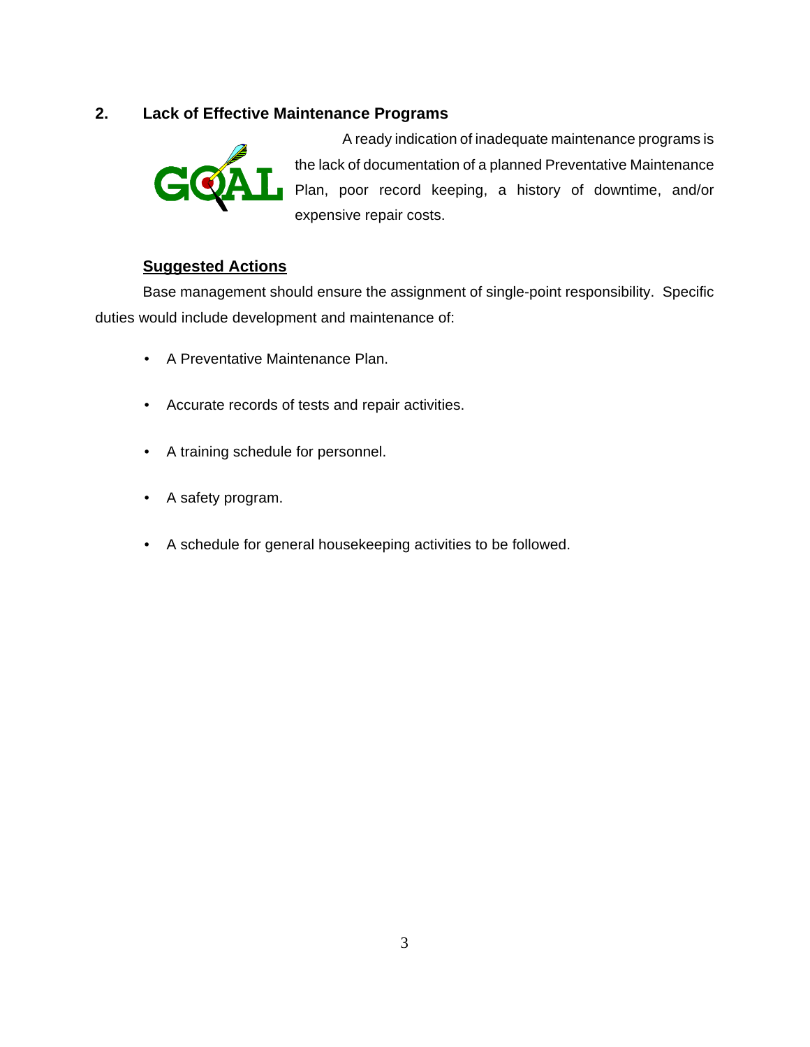## 2. Lack of Effective Maintenance Programs

A ready indication of inadequate maintenance programs is the lack of documentation of a planned Preventative Maintenance Plan, poor record keeping, a history of downtime, and/or expensive repair costs.

### Suggested Actions

Base management should ensure the assignment of single-point responsibility. Specific duties would include development and maintenance of:

- A Preventative Maintenance Plan.
- Accurate records of tests and repair activities.
- A training schedule for personnel.
- A safety program.
- A schedule for general housekeeping activities to be followed.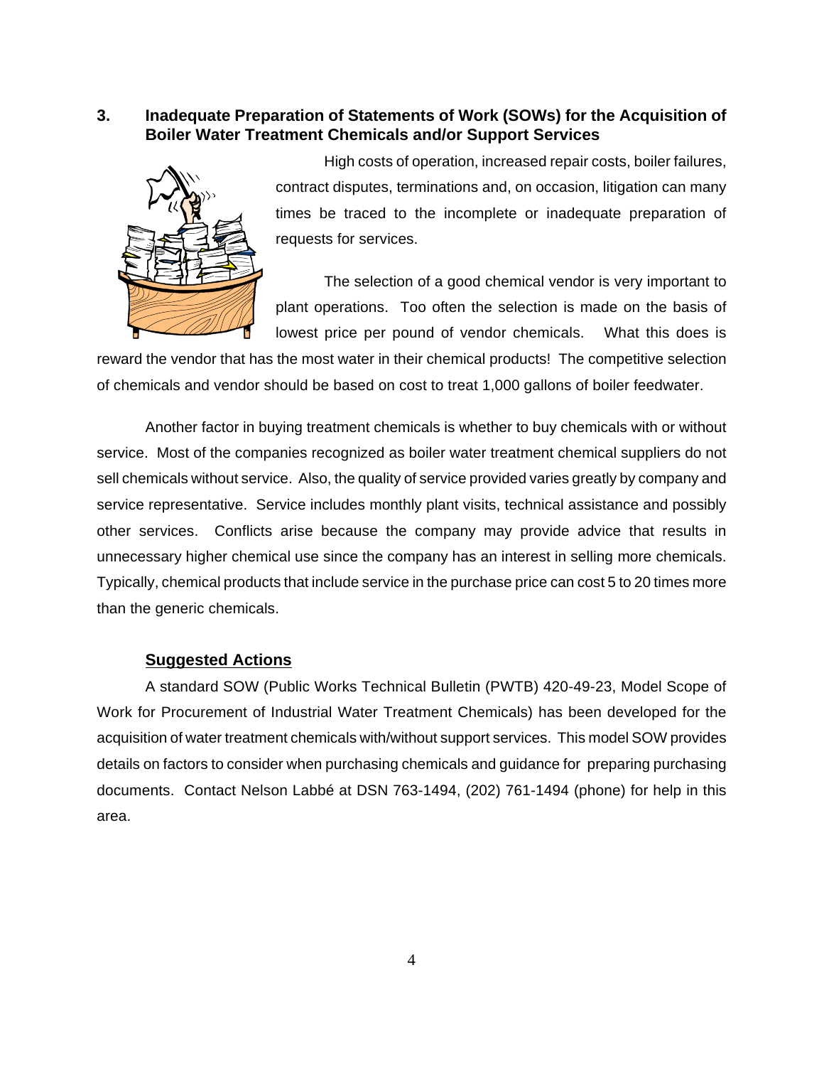## 3. Inadequate Preparation of Statements of Work (SOWs) for the Acquisition of Boiler Water Treatment Chemicals and/or Support Services

High costs of operation, increased repair costs, boiler failures, contract disputes, terminations and, on occasion, litigation can many times be traced to the incomplete or inadequate preparation of requests for services.

The selection of a good chemical vendor is very important to plant operations. Too often the selection is made on the basis of lowest price per pound of vendor chemicals. What this does is reward the vendor that has the most water in their chemical products! The competitive selection of chemicals and vendor should be based on cost to treat 1,000 gallons of boiler feedwater.

Another factor in buying treatment chemicals is whether to buy chemicals with or without service. Most of the companies recognized as boiler water treatment chemical suppliers do not sell chemicals without service. Also, the quality of service provided varies greatly by company and service representative. Service includes monthly plant visits, technical assistance and possibly other services. Conflicts arise because the company may provide advice that results in unnecessary higher chemical use since the company has an interest in selling more chemicals. Typically, chemical products that include service in the purchase price can cost 5 to 20 times more than the generic chemicals.

### Suggested Actions

A standard SOW (Public Works Technical Bulletin (PWTB) 420-49-23, Model Scope of Work for Procurement of Industrial Water Treatment Chemicals) has been developed for the acquisition of water treatment chemicals with/without support services. This model SOW provides details on factors to consider when purchasing chemicals and guidance for preparing purchasing documents. Contact Nelson Labbé at DSN 763-1494, (202) 761-1494 (phone) for help in this area.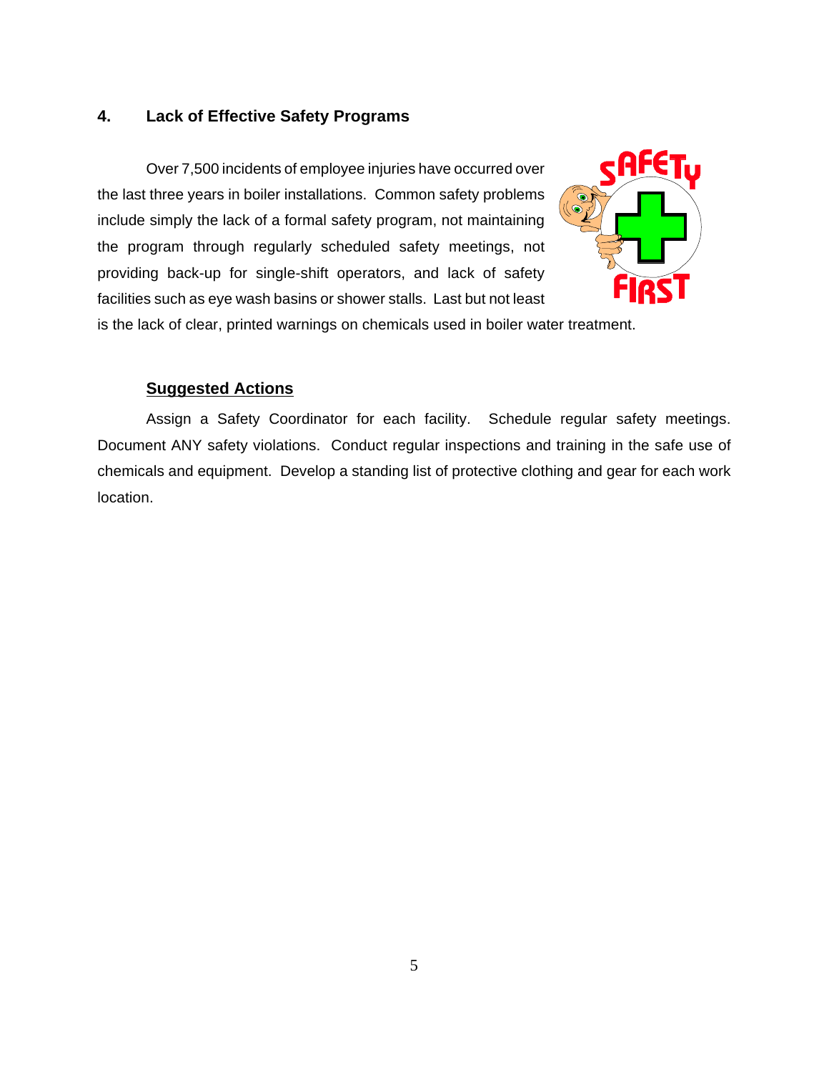## 4. Lack of Effective Safety Programs

Over 7,500 incidents of employee injuries have occurred over the last three years in boiler installations. Common safety problems include simply the lack of a formal safety program, not maintaining the program through regularly scheduled safety meetings, not providing back-up for single-shift operators, and lack of safety facilities such as eye wash basins or shower stalls. Last but not least is the lack of clear, printed warnings on chemicals used in boiler water treatment.

### Suggested Actions

Assign a Safety Coordinator for each facility. Schedule regular safety meetings. Document ANY safety violations. Conduct regular inspections and training in the safe use of chemicals and equipment. Develop a standing list of protective clothing and gear for each work location.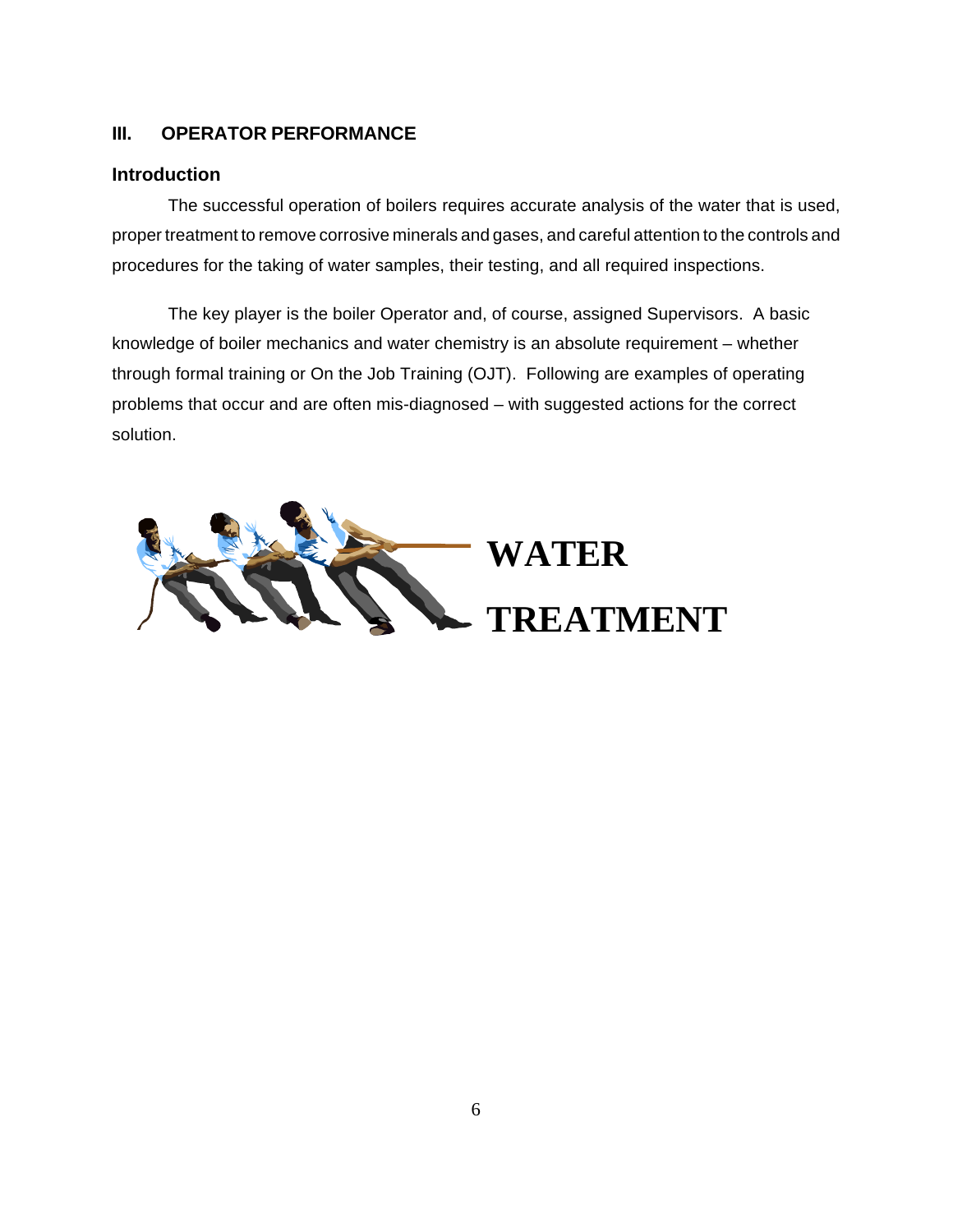## III. OPERATOR PERFORMANCE

### Introduction

The successful operation of boilers requires accurate analysis of the water that is used, proper treatment to remove corrosive minerals and gases, and careful attention to the controls and procedures for the taking of water samples, their testing, and all required inspections.

The key player is the boiler Operator and, of course, assigned Supervisors. A basic knowledge of boiler mechanics and water chemistry is an absolute requirement – whether through formal training or On the Job Training (OJT). Following are examples of operating problems that occur and are often mis-diagnosed – with suggested actions for the correct solution.

**WATER TREATMENT**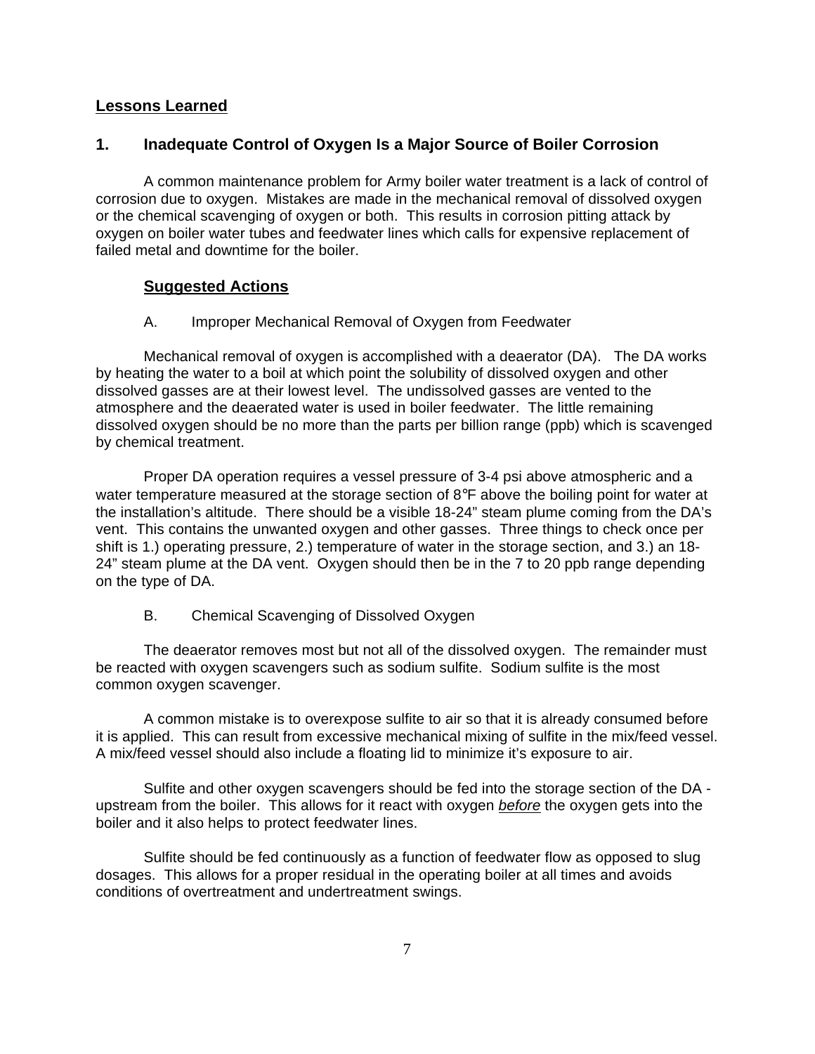**<u>Lessons Learned</u>**

## 1. Inadequate Control of Oxygen Is a Major Source of Boiler Corrosion

A common maintenance problem for Army boiler water treatment is a lack of control of corrosion due to oxygen. Mistakes are made in the mechanical removal of dissolved oxygen or the chemical scavenging of oxygen or both. This results in corrosion pitting attack by oxygen on boiler water tubes and feedwater lines which calls for expensive replacement of failed metal and downtime for the boiler.

### <u>Suggested Actions</u>

A. Improper Mechanical Removal of Oxygen from Feedwater

Mechanical removal of oxygen is accomplished with a deaerator (DA). The DA works by heating the water to a boil at which point the solubility of dissolved oxygen and other dissolved gasses are at their lowest level. The undissolved gasses are vented to the atmosphere and the deaerated water is used in boiler feedwater. The little remaining dissolved oxygen should be no more than the parts per billion range (ppb) which is scavenged by chemical treatment.

Proper DA operation requires a vessel pressure of 3-4 psi above atmospheric and a water temperature measured at the storage section of 8°F above the boiling point for water at the installation's altitude. There should be a visible 18-24" steam plume coming from the DA's vent. This contains the unwanted oxygen and other gasses. Three things to check once per shift is 1.) operating pressure, 2.) temperature of water in the storage section, and 3.) an 18-24" steam plume at the DA vent. Oxygen should then be in the 7 to 20 ppb range depending on the type of DA.

B. Chemical Scavenging of Dissolved Oxygen

The deaerator removes most but not all of the dissolved oxygen. The remainder must be reacted with oxygen scavengers such as sodium sulfite. Sodium sulfite is the most common oxygen scavenger.

A common mistake is to overexpose sulfite to air so that it is already consumed before it is applied. This can result from excessive mechanical mixing of sulfite in the mix/feed vessel. A mix/feed vessel should also include a floating lid to minimize it's exposure to air.

Sulfite and other oxygen scavengers should be fed into the storage section of the DA - upstream from the boiler. This allows for it react with oxygen <u>*before*</u> the oxygen gets into the boiler and it also helps to protect feedwater lines.

Sulfite should be fed continuously as a function of feedwater flow as opposed to slug dosages. This allows for a proper residual in the operating boiler at all times and avoids conditions of overtreatment and undertreatment swings.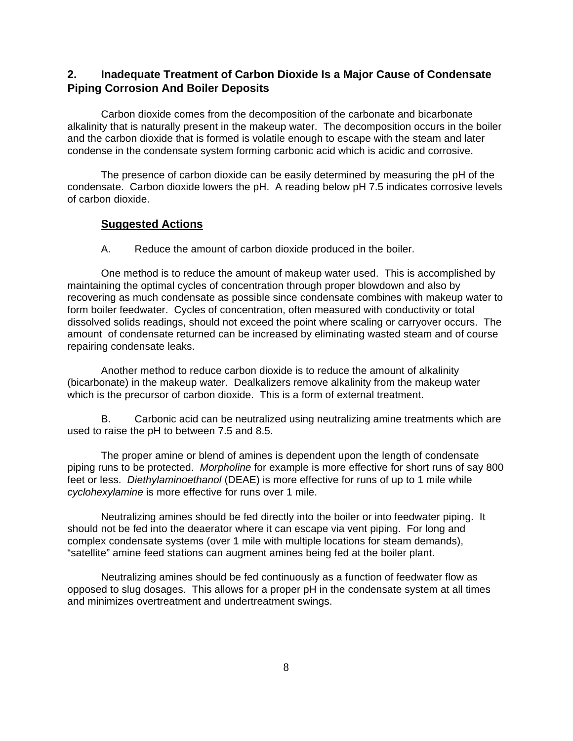## 2. Inadequate Treatment of Carbon Dioxide Is a Major Cause of Condensate Piping Corrosion And Boiler Deposits

Carbon dioxide comes from the decomposition of the carbonate and bicarbonate alkalinity that is naturally present in the makeup water. The decomposition occurs in the boiler and the carbon dioxide that is formed is volatile enough to escape with the steam and later condense in the condensate system forming carbonic acid which is acidic and corrosive.

The presence of carbon dioxide can be easily determined by measuring the pH of the condensate. Carbon dioxide lowers the pH. A reading below pH 7.5 indicates corrosive levels of carbon dioxide.

**Suggested Actions**

A. Reduce the amount of carbon dioxide produced in the boiler.

One method is to reduce the amount of makeup water used. This is accomplished by maintaining the optimal cycles of concentration through proper blowdown and also by recovering as much condensate as possible since condensate combines with makeup water to form boiler feedwater. Cycles of concentration, often measured with conductivity or total dissolved solids readings, should not exceed the point where scaling or carryover occurs. The amount of condensate returned can be increased by eliminating wasted steam and of course repairing condensate leaks.

Another method to reduce carbon dioxide is to reduce the amount of alkalinity (bicarbonate) in the makeup water. Dealkalizers remove alkalinity from the makeup water which is the precursor of carbon dioxide. This is a form of external treatment.

B. Carbonic acid can be neutralized using neutralizing amine treatments which are used to raise the pH to between 7.5 and 8.5.

The proper amine or blend of amines is dependent upon the length of condensate piping runs to be protected. *Morpholine* for example is more effective for short runs of say 800 feet or less. *Diethylaminoethanol* (DEAE) is more effective for runs of up to 1 mile while *cyclohexylamine* is more effective for runs over 1 mile.

Neutralizing amines should be fed directly into the boiler or into feedwater piping. It should not be fed into the deaerator where it can escape via vent piping. For long and complex condensate systems (over 1 mile with multiple locations for steam demands), "satellite" amine feed stations can augment amines being fed at the boiler plant.

Neutralizing amines should be fed continuously as a function of feedwater flow as opposed to slug dosages. This allows for a proper pH in the condensate system at all times and minimizes overtreatment and undertreatment swings.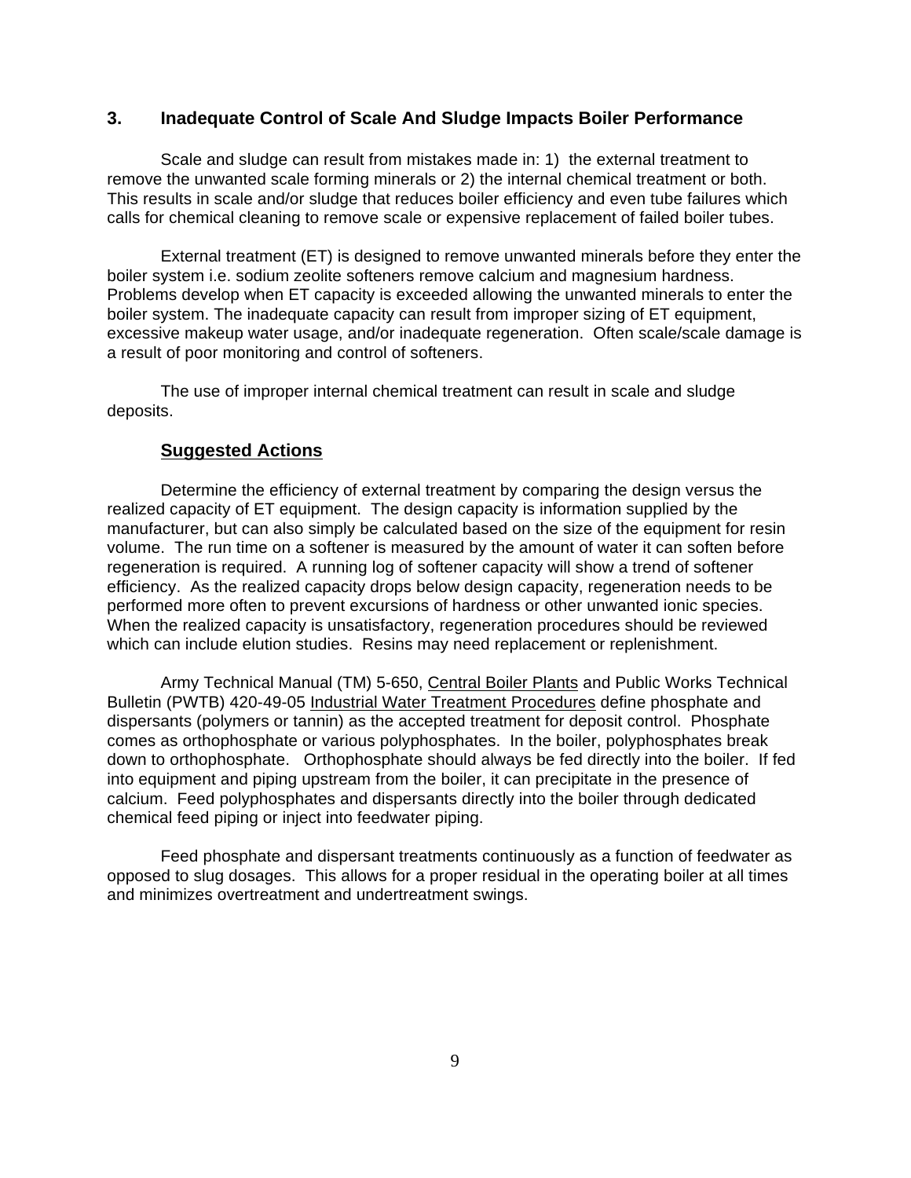## 3. Inadequate Control of Scale And Sludge Impacts Boiler Performance

Scale and sludge can result from mistakes made in: 1) the external treatment to remove the unwanted scale forming minerals or 2) the internal chemical treatment or both. This results in scale and/or sludge that reduces boiler efficiency and even tube failures which calls for chemical cleaning to remove scale or expensive replacement of failed boiler tubes.

External treatment (ET) is designed to remove unwanted minerals before they enter the boiler system i.e. sodium zeolite softeners remove calcium and magnesium hardness. Problems develop when ET capacity is exceeded allowing the unwanted minerals to enter the boiler system. The inadequate capacity can result from improper sizing of ET equipment, excessive makeup water usage, and/or inadequate regeneration. Often scale/scale damage is a result of poor monitoring and control of softeners.

The use of improper internal chemical treatment can result in scale and sludge deposits.

### Suggested Actions

Determine the efficiency of external treatment by comparing the design versus the realized capacity of ET equipment. The design capacity is information supplied by the manufacturer, but can also simply be calculated based on the size of the equipment for resin volume. The run time on a softener is measured by the amount of water it can soften before regeneration is required. A running log of softener capacity will show a trend of softener efficiency. As the realized capacity drops below design capacity, regeneration needs to be performed more often to prevent excursions of hardness or other unwanted ionic species. When the realized capacity is unsatisfactory, regeneration procedures should be reviewed which can include elution studies. Resins may need replacement or replenishment.

Army Technical Manual (TM) 5-650, Central Boiler Plants and Public Works Technical Bulletin (PWTB) 420-49-05 Industrial Water Treatment Procedures define phosphate and dispersants (polymers or tannin) as the accepted treatment for deposit control. Phosphate comes as orthophosphate or various polyphosphates. In the boiler, polyphosphates break down to orthophosphate. Orthophosphate should always be fed directly into the boiler. If fed into equipment and piping upstream from the boiler, it can precipitate in the presence of calcium. Feed polyphosphates and dispersants directly into the boiler through dedicated chemical feed piping or inject into feedwater piping.

Feed phosphate and dispersant treatments continuously as a function of feedwater as opposed to slug dosages. This allows for a proper residual in the operating boiler at all times and minimizes overtreatment and undertreatment swings.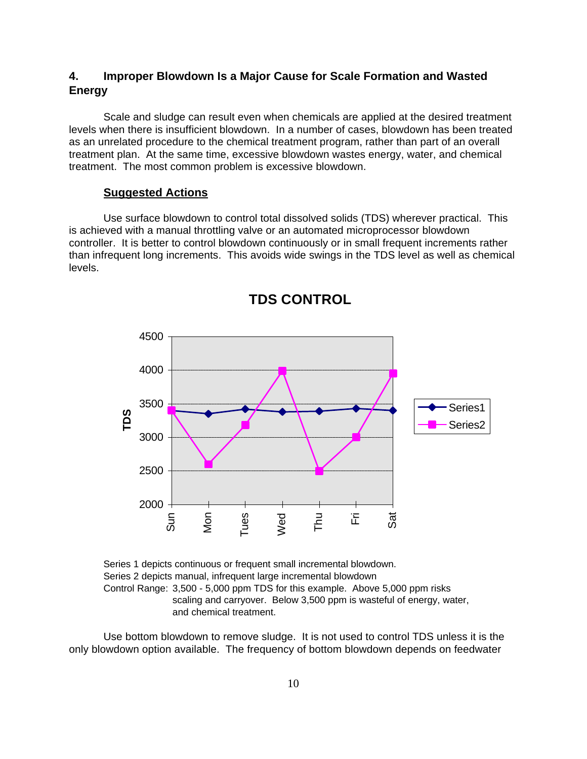### 4. Improper Blowdown Is a Major Cause for Scale Formation and Wasted Energy

Scale and sludge can result even when chemicals are applied at the desired treatment levels when there is insufficient blowdown. In a number of cases, blowdown has been treated as an unrelated procedure to the chemical treatment program, rather than part of an overall treatment plan. At the same time, excessive blowdown wastes energy, water, and chemical treatment. The most common problem is excessive blowdown.

**Suggested Actions**

Use surface blowdown to control total dissolved solids (TDS) wherever practical. This is achieved with a manual throttling valve or an automated microprocessor blowdown controller. It is better to control blowdown continuously or in small frequent increments rather than infrequent long increments. This avoids wide swings in the TDS level as well as chemical levels.

**TDS CONTROL**

Series 1 depicts continuous or frequent small incremental blowdown.
Series 2 depicts manual, infrequent large incremental blowdown
Control Range: 3,500 - 5,000 ppm TDS for this example. Above 5,000 ppm risks scaling and carryover. Below 3,500 ppm is wasteful of energy, water, and chemical treatment.

Use bottom blowdown to remove sludge. It is not used to control TDS unless it is the only blowdown option available. The frequency of bottom blowdown depends on feedwater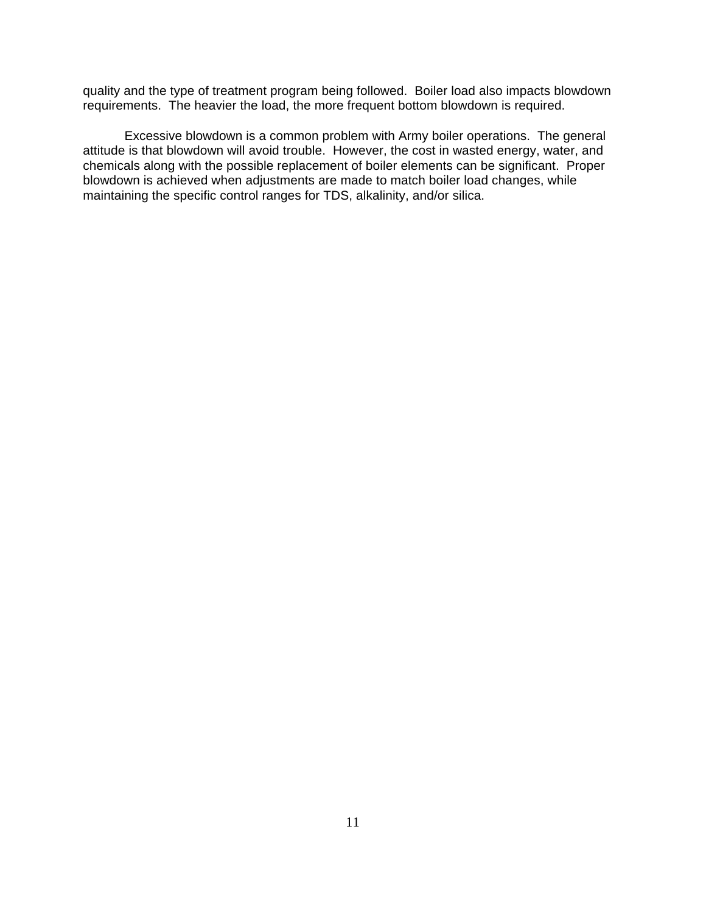quality and the type of treatment program being followed. Boiler load also impacts blowdown requirements. The heavier the load, the more frequent bottom blowdown is required.

Excessive blowdown is a common problem with Army boiler operations. The general attitude is that blowdown will avoid trouble. However, the cost in wasted energy, water, and chemicals along with the possible replacement of boiler elements can be significant. Proper blowdown is achieved when adjustments are made to match boiler load changes, while maintaining the specific control ranges for TDS, alkalinity, and/or silica.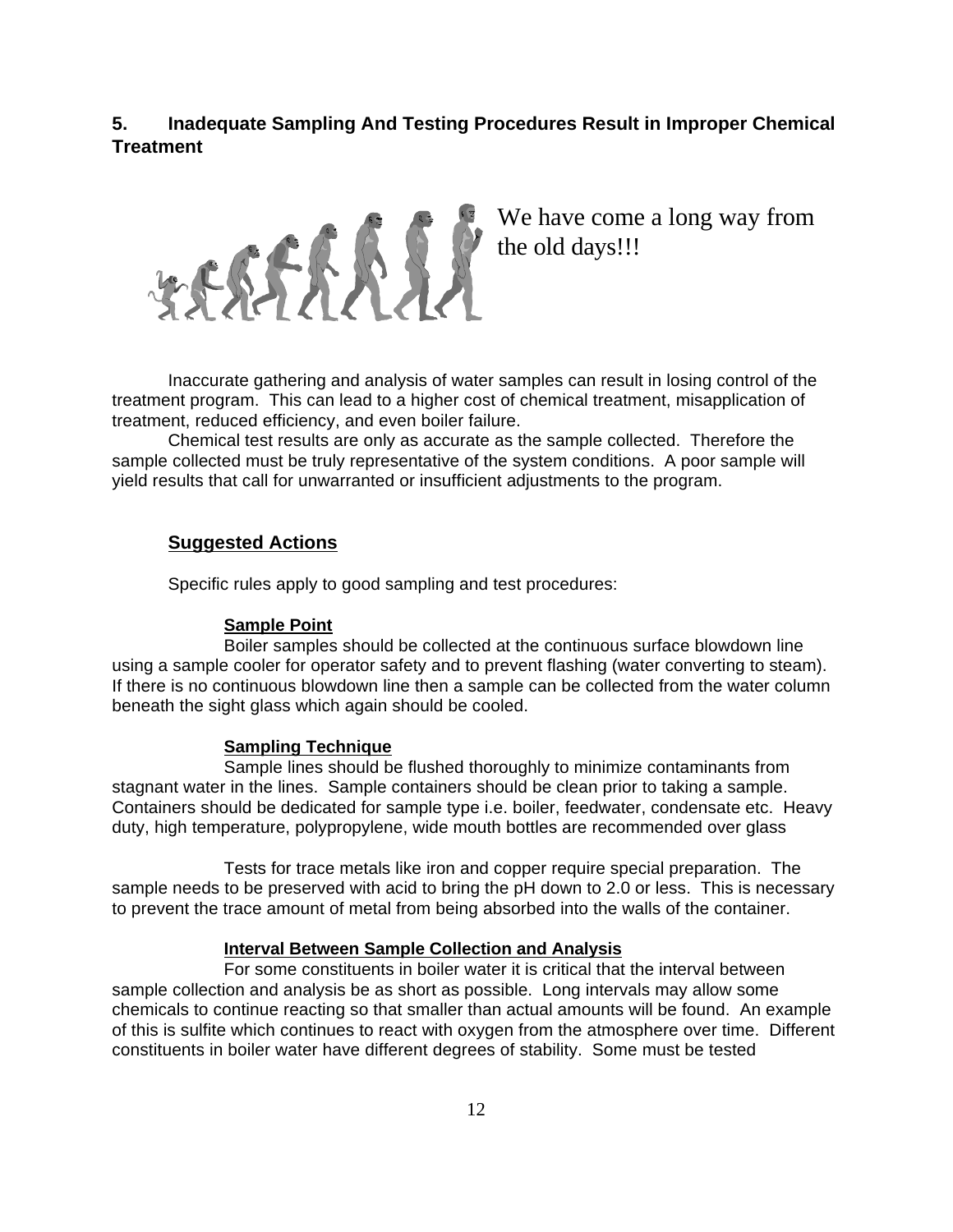## 5. Inadequate Sampling And Testing Procedures Result in Improper Chemical Treatment

We have come a long way from the old days!!!

Inaccurate gathering and analysis of water samples can result in losing control of the treatment program. This can lead to a higher cost of chemical treatment, misapplication of treatment, reduced efficiency, and even boiler failure.

Chemical test results are only as accurate as the sample collected. Therefore the sample collected must be truly representative of the system conditions. A poor sample will yield results that call for unwarranted or insufficient adjustments to the program.

### Suggested Actions

Specific rules apply to good sampling and test procedures:

#### Sample Point

Boiler samples should be collected at the continuous surface blowdown line using a sample cooler for operator safety and to prevent flashing (water converting to steam). If there is no continuous blowdown line then a sample can be collected from the water column beneath the sight glass which again should be cooled.

#### Sampling Technique

Sample lines should be flushed thoroughly to minimize contaminants from stagnant water in the lines. Sample containers should be clean prior to taking a sample. Containers should be dedicated for sample type i.e. boiler, feedwater, condensate etc. Heavy duty, high temperature, polypropylene, wide mouth bottles are recommended over glass

Tests for trace metals like iron and copper require special preparation. The sample needs to be preserved with acid to bring the pH down to 2.0 or less. This is necessary to prevent the trace amount of metal from being absorbed into the walls of the container.

#### Interval Between Sample Collection and Analysis

For some constituents in boiler water it is critical that the interval between sample collection and analysis be as short as possible. Long intervals may allow some chemicals to continue reacting so that smaller than actual amounts will be found. An example of this is sulfite which continues to react with oxygen from the atmosphere over time. Different constituents in boiler water have different degrees of stability. Some must be tested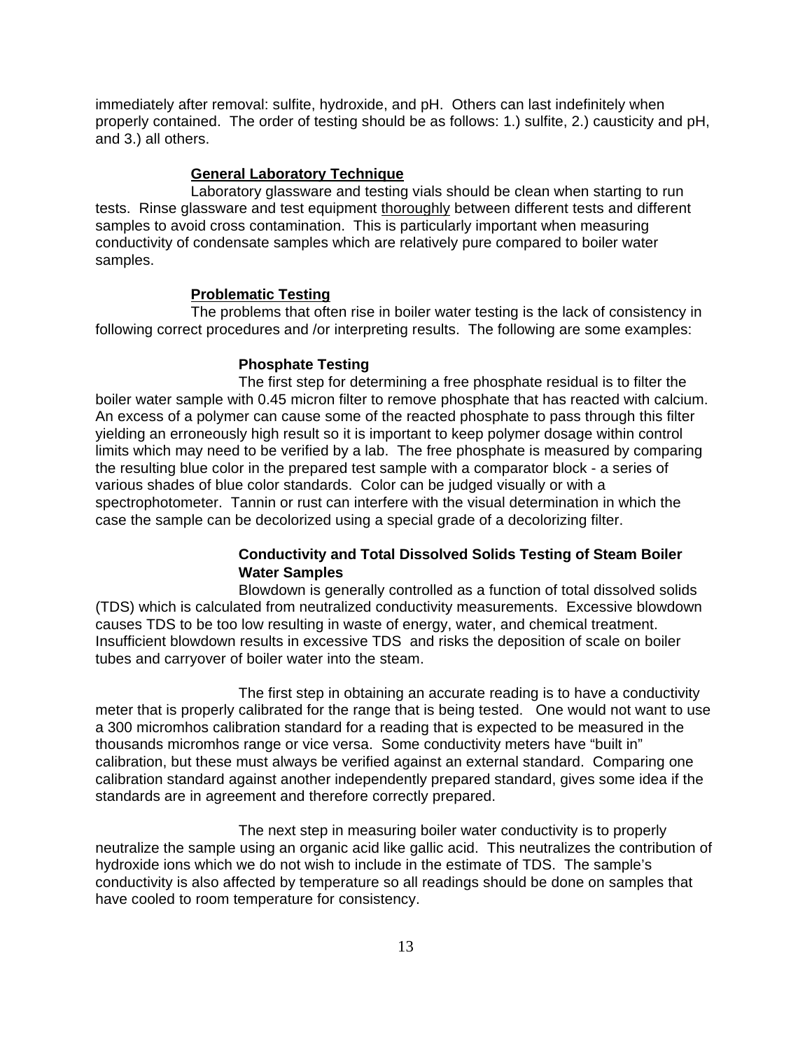immediately after removal: sulfite, hydroxide, and pH. Others can last indefinitely when properly contained. The order of testing should be as follows: 1.) sulfite, 2.) causticity and pH, and 3.) all others.

### General Laboratory Technique

Laboratory glassware and testing vials should be clean when starting to run tests. Rinse glassware and test equipment thoroughly between different tests and different samples to avoid cross contamination. This is particularly important when measuring conductivity of condensate samples which are relatively pure compared to boiler water samples.

### Problematic Testing

The problems that often rise in boiler water testing is the lack of consistency in following correct procedures and /or interpreting results. The following are some examples:

#### Phosphate Testing

The first step for determining a free phosphate residual is to filter the boiler water sample with 0.45 micron filter to remove phosphate that has reacted with calcium. An excess of a polymer can cause some of the reacted phosphate to pass through this filter yielding an erroneously high result so it is important to keep polymer dosage within control limits which may need to be verified by a lab. The free phosphate is measured by comparing the resulting blue color in the prepared test sample with a comparator block - a series of various shades of blue color standards. Color can be judged visually or with a spectrophotometer. Tannin or rust can interfere with the visual determination in which the case the sample can be decolorized using a special grade of a decolorizing filter.

#### Conductivity and Total Dissolved Solids Testing of Steam Boiler Water Samples

Blowdown is generally controlled as a function of total dissolved solids (TDS) which is calculated from neutralized conductivity measurements. Excessive blowdown causes TDS to be too low resulting in waste of energy, water, and chemical treatment. Insufficient blowdown results in excessive TDS and risks the deposition of scale on boiler tubes and carryover of boiler water into the steam.

The first step in obtaining an accurate reading is to have a conductivity meter that is properly calibrated for the range that is being tested. One would not want to use a 300 micromhos calibration standard for a reading that is expected to be measured in the thousands micromhos range or vice versa. Some conductivity meters have "built in" calibration, but these must always be verified against an external standard. Comparing one calibration standard against another independently prepared standard, gives some idea if the standards are in agreement and therefore correctly prepared.

The next step in measuring boiler water conductivity is to properly neutralize the sample using an organic acid like gallic acid. This neutralizes the contribution of hydroxide ions which we do not wish to include in the estimate of TDS. The sample's conductivity is also affected by temperature so all readings should be done on samples that have cooled to room temperature for consistency.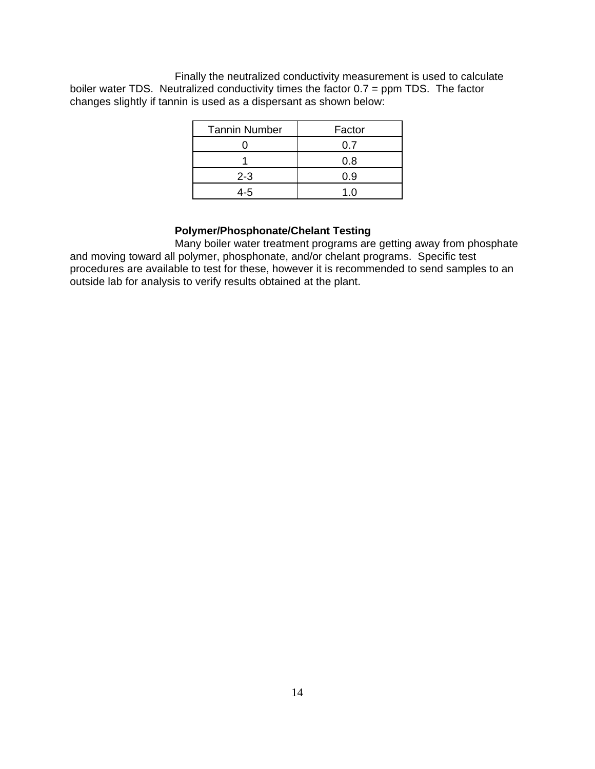Finally the neutralized conductivity measurement is used to calculate boiler water TDS. Neutralized conductivity times the factor 0.7 = ppm TDS. The factor changes slightly if tannin is used as a dispersant as shown below:

| Tannin Number | Factor |
|---|---|
| 0 | 0.7 |
| 1 | 0.8 |
| 2-3 | 0.9 |
| 4-5 | 1.0 |

**Polymer/Phosphonate/Chelant Testing**

Many boiler water treatment programs are getting away from phosphate and moving toward all polymer, phosphonate, and/or chelant programs. Specific test procedures are available to test for these, however it is recommended to send samples to an outside lab for analysis to verify results obtained at the plant.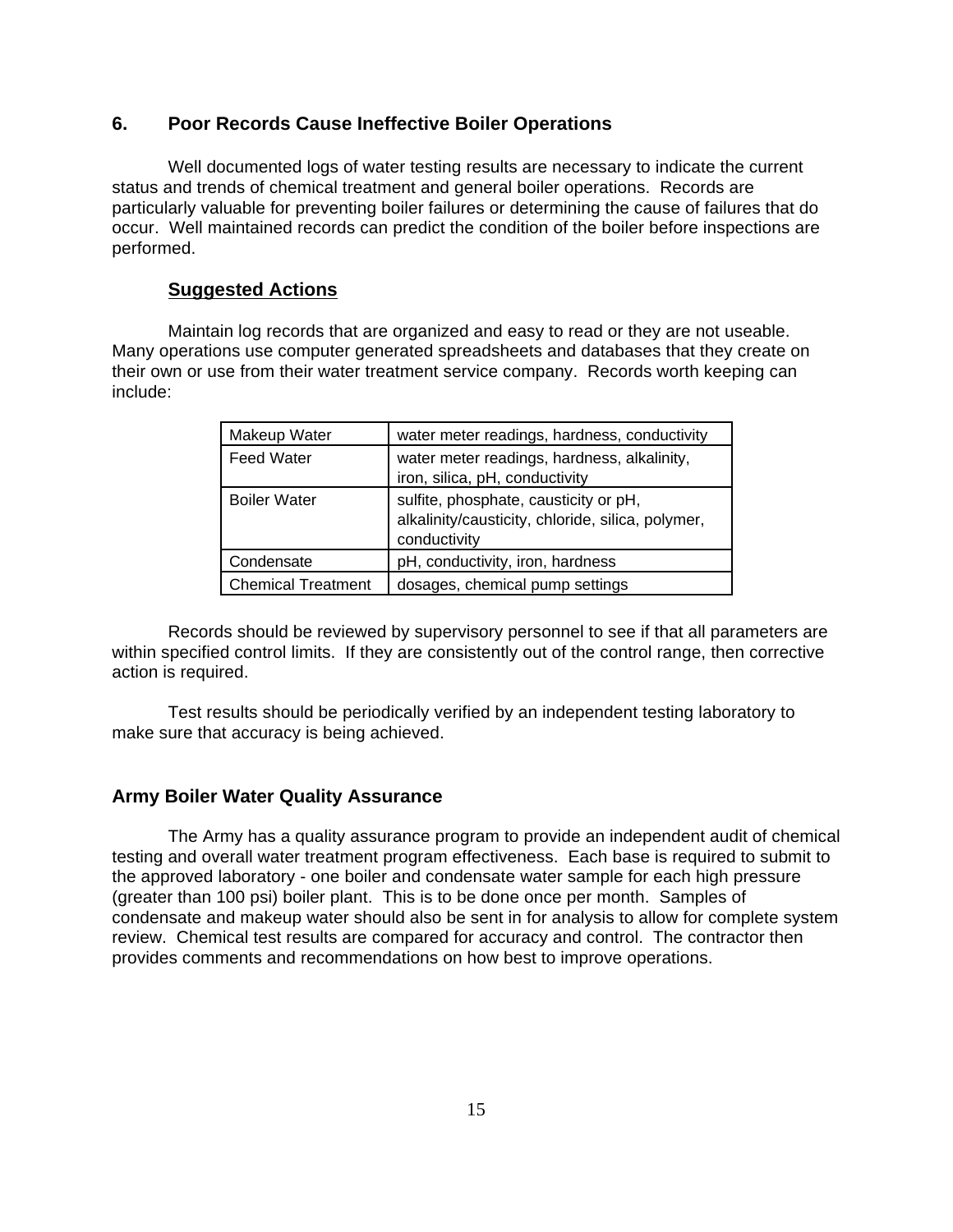## 6. Poor Records Cause Ineffective Boiler Operations

Well documented logs of water testing results are necessary to indicate the current status and trends of chemical treatment and general boiler operations. Records are particularly valuable for preventing boiler failures or determining the cause of failures that do occur. Well maintained records can predict the condition of the boiler before inspections are performed.

### Suggested Actions

Maintain log records that are organized and easy to read or they are not useable. Many operations use computer generated spreadsheets and databases that they create on their own or use from their water treatment service company. Records worth keeping can include:

| | |
|---|---|
| Makeup Water | water meter readings, hardness, conductivity |
| Feed Water | water meter readings, hardness, alkalinity, iron, silica, pH, conductivity |
| Boiler Water | sulfite, phosphate, causticity or pH, alkalinity/causticity, chloride, silica, polymer, conductivity |
| Condensate | pH, conductivity, iron, hardness |
| Chemical Treatment | dosages, chemical pump settings |

Records should be reviewed by supervisory personnel to see if that all parameters are within specified control limits. If they are consistently out of the control range, then corrective action is required.

Test results should be periodically verified by an independent testing laboratory to make sure that accuracy is being achieved.

## Army Boiler Water Quality Assurance

The Army has a quality assurance program to provide an independent audit of chemical testing and overall water treatment program effectiveness. Each base is required to submit to the approved laboratory - one boiler and condensate water sample for each high pressure (greater than 100 psi) boiler plant. This is to be done once per month. Samples of condensate and makeup water should also be sent in for analysis to allow for complete system review. Chemical test results are compared for accuracy and control. The contractor then provides comments and recommendations on how best to improve operations.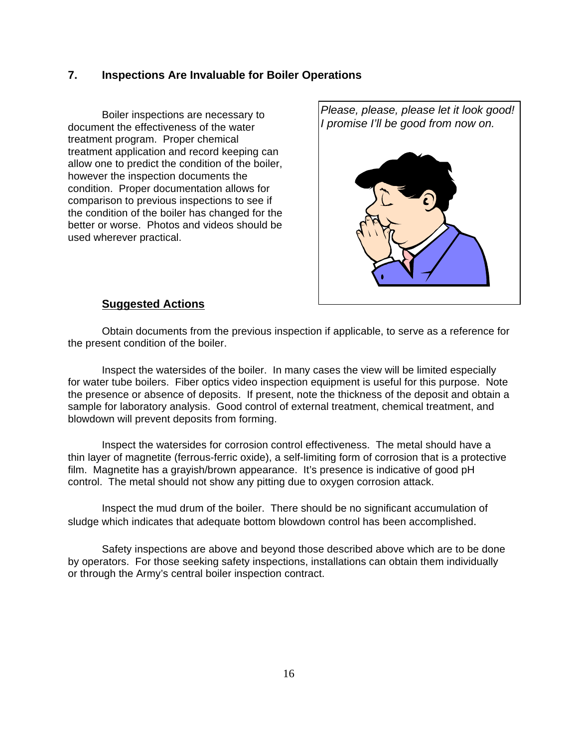## 7. Inspections Are Invaluable for Boiler Operations

Boiler inspections are necessary to document the effectiveness of the water treatment program. Proper chemical treatment application and record keeping can allow one to predict the condition of the boiler, however the inspection documents the condition. Proper documentation allows for comparison to previous inspections to see if the condition of the boiler has changed for the better or worse. Photos and videos should be used wherever practical.

*Please, please, please let it look good! I promise I'll be good from now on.*

### Suggested Actions

Obtain documents from the previous inspection if applicable, to serve as a reference for the present condition of the boiler.

Inspect the watersides of the boiler. In many cases the view will be limited especially for water tube boilers. Fiber optics video inspection equipment is useful for this purpose. Note the presence or absence of deposits. If present, note the thickness of the deposit and obtain a sample for laboratory analysis. Good control of external treatment, chemical treatment, and blowdown will prevent deposits from forming.

Inspect the watersides for corrosion control effectiveness. The metal should have a thin layer of magnetite (ferrous-ferric oxide), a self-limiting form of corrosion that is a protective film. Magnetite has a grayish/brown appearance. It's presence is indicative of good pH control. The metal should not show any pitting due to oxygen corrosion attack.

Inspect the mud drum of the boiler. There should be no significant accumulation of sludge which indicates that adequate bottom blowdown control has been accomplished.

Safety inspections are above and beyond those described above which are to be done by operators. For those seeking safety inspections, installations can obtain them individually or through the Army's central boiler inspection contract.